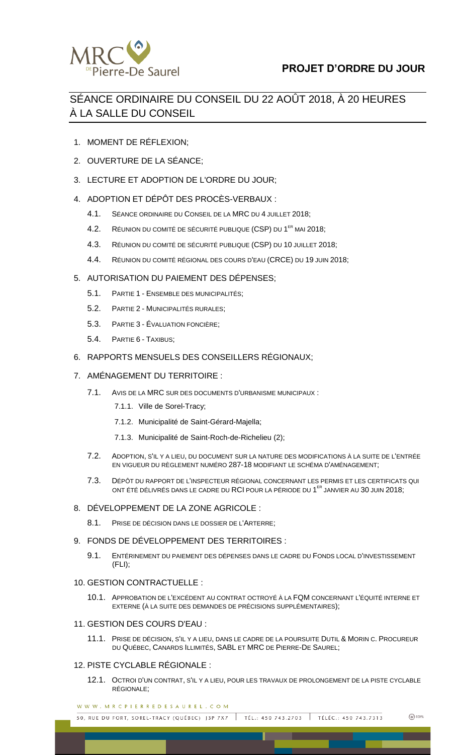# PROJET D'ORDRE DU JOUR

## SÉANCE ORDINAIRE DU CONSEIL DU 22 AOÛT 2018, À 20 HEURES À LA SALLE DU CONSEIL

1. MOMENT DE RÉFLEXION;
2. OUVERTURE DE LA SÉANCE;
3. LECTURE ET ADOPTION DE L'ORDRE DU JOUR;
4. ADOPTION ET DÉPÔT DES PROCÈS-VERBAUX :
   - 4.1. SÉANCE ORDINAIRE DU CONSEIL DE LA MRC DU 4 JUILLET 2018;
   - 4.2. RÉUNION DU COMITÉ DE SÉCURITÉ PUBLIQUE (CSP) DU 1ER MAI 2018;
   - 4.3. RÉUNION DU COMITÉ DE SÉCURITÉ PUBLIQUE (CSP) DU 10 JUILLET 2018;
   - 4.4. RÉUNION DU COMITÉ RÉGIONAL DES COURS D'EAU (CRCE) DU 19 JUIN 2018;
5. AUTORISATION DU PAIEMENT DES DÉPENSES;
   - 5.1. PARTIE 1 - ENSEMBLE DES MUNICIPALITÉS;
   - 5.2. PARTIE 2 - MUNICIPALITÉS RURALES;
   - 5.3. PARTIE 3 - ÉVALUATION FONCIÈRE;
   - 5.4. PARTIE 6 - TAXIBUS;
6. RAPPORTS MENSUELS DES CONSEILLERS RÉGIONAUX;
7. AMÉNAGEMENT DU TERRITOIRE :
   - 7.1. AVIS DE LA MRC SUR DES DOCUMENTS D'URBANISME MUNICIPAUX :
     - 7.1.1. Ville de Sorel-Tracy;
     - 7.1.2. Municipalité de Saint-Gérard-Majella;
     - 7.1.3. Municipalité de Saint-Roch-de-Richelieu (2);
   - 7.2. ADOPTION, S'IL Y A LIEU, DU DOCUMENT SUR LA NATURE DES MODIFICATIONS À LA SUITE DE L'ENTRÉE EN VIGUEUR DU RÈGLEMENT NUMÉRO 287-18 MODIFIANT LE SCHÉMA D'AMÉNAGEMENT;
   - 7.3. DÉPÔT DU RAPPORT DE L'INSPECTEUR RÉGIONAL CONCERNANT LES PERMIS ET LES CERTIFICATS QUI ONT ÉTÉ DÉLIVRÉS DANS LE CADRE DU RCI POUR LA PÉRIODE DU 1ER JANVIER AU 30 JUIN 2018;
8. DÉVELOPPEMENT DE LA ZONE AGRICOLE :
   - 8.1. PRISE DE DÉCISION DANS LE DOSSIER DE L'ARTERRE;
9. FONDS DE DÉVELOPPEMENT DES TERRITOIRES :
   - 9.1. ENTÉRINEMENT DU PAIEMENT DES DÉPENSES DANS LE CADRE DU FONDS LOCAL D'INVESTISSEMENT (FLI);
10. GESTION CONTRACTUELLE :
    - 10.1. APPROBATION DE L'EXCÉDENT AU CONTRAT OCTROYÉ À LA FQM CONCERNANT L'ÉQUITÉ INTERNE ET EXTERNE (À LA SUITE DES DEMANDES DE PRÉCISIONS SUPPLÉMENTAIRES);
11. GESTION DES COURS D'EAU :
    - 11.1. PRISE DE DÉCISION, S'IL Y A LIEU, DANS LE CADRE DE LA POURSUITE DUTIL & MORIN C. PROCUREUR DU QUÉBEC, CANARDS ILLIMITÉS, SABL ET MRC DE PIERRE-DE SAUREL;
12. PISTE CYCLABLE RÉGIONALE :
    - 12.1. OCTROI D'UN CONTRAT, S'IL Y A LIEU, POUR LES TRAVAUX DE PROLONGEMENT DE LA PISTE CYCLABLE RÉGIONALE;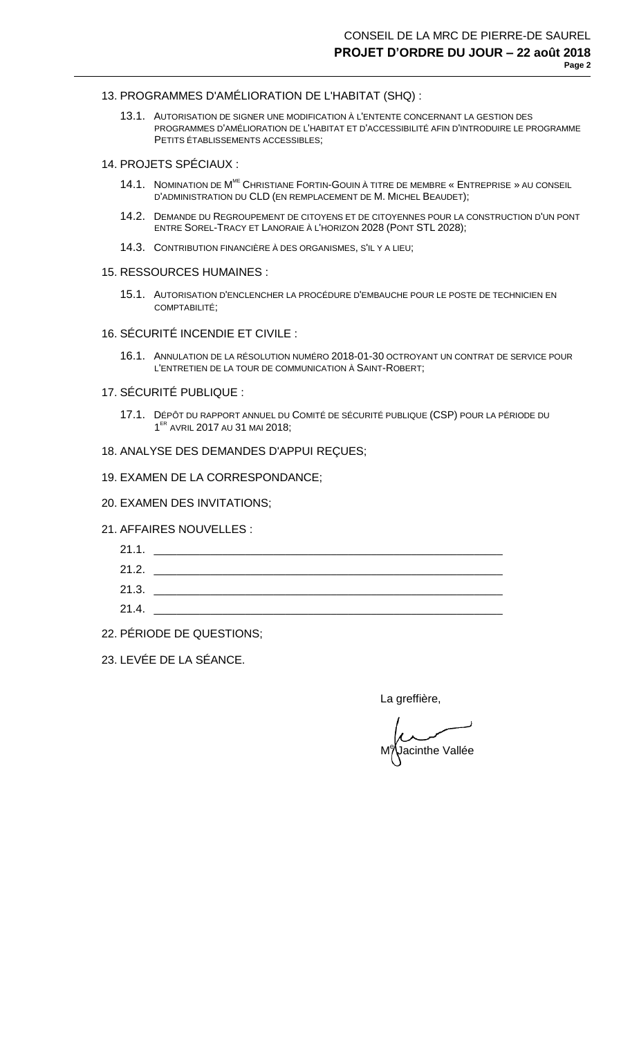13. PROGRAMMES D'AMÉLIORATION DE L'HABITAT (SHQ) :

    13.1. AUTORISATION DE SIGNER UNE MODIFICATION À L'ENTENTE CONCERNANT LA GESTION DES PROGRAMMES D'AMÉLIORATION DE L'HABITAT ET D'ACCESSIBILITÉ AFIN D'INTRODUIRE LE PROGRAMME PETITS ÉTABLISSEMENTS ACCESSIBLES;

14. PROJETS SPÉCIAUX :

    14.1. NOMINATION DE M^ME CHRISTIANE FORTIN-GOUIN À TITRE DE MEMBRE « ENTREPRISE » AU CONSEIL D'ADMINISTRATION DU CLD (EN REMPLACEMENT DE M. MICHEL BEAUDET);

    14.2. DEMANDE DU REGROUPEMENT DE CITOYENS ET DE CITOYENNES POUR LA CONSTRUCTION D'UN PONT ENTRE SOREL-TRACY ET LANORAIE À L'HORIZON 2028 (PONT STL 2028);

    14.3. CONTRIBUTION FINANCIÈRE À DES ORGANISMES, S'IL Y A LIEU;

15. RESSOURCES HUMAINES :

    15.1. AUTORISATION D'ENCLENCHER LA PROCÉDURE D'EMBAUCHE POUR LE POSTE DE TECHNICIEN EN COMPTABILITÉ;

16. SÉCURITÉ INCENDIE ET CIVILE :

    16.1. ANNULATION DE LA RÉSOLUTION NUMÉRO 2018-01-30 OCTROYANT UN CONTRAT DE SERVICE POUR L'ENTRETIEN DE LA TOUR DE COMMUNICATION À SAINT-ROBERT;

17. SÉCURITÉ PUBLIQUE :

    17.1. DÉPÔT DU RAPPORT ANNUEL DU COMITÉ DE SÉCURITÉ PUBLIQUE (CSP) POUR LA PÉRIODE DU 1^ER AVRIL 2017 AU 31 MAI 2018;

18. ANALYSE DES DEMANDES D'APPUI REÇUES;

19. EXAMEN DE LA CORRESPONDANCE;

20. EXAMEN DES INVITATIONS;

21. AFFAIRES NOUVELLES :

    21.1. ____________________________________________

    21.2. ____________________________________________

    21.3. ____________________________________________

    21.4. ____________________________________________

22. PÉRIODE DE QUESTIONS;

23. LEVÉE DE LA SÉANCE.

La greffière,

Mᵉ Jacinthe Vallée